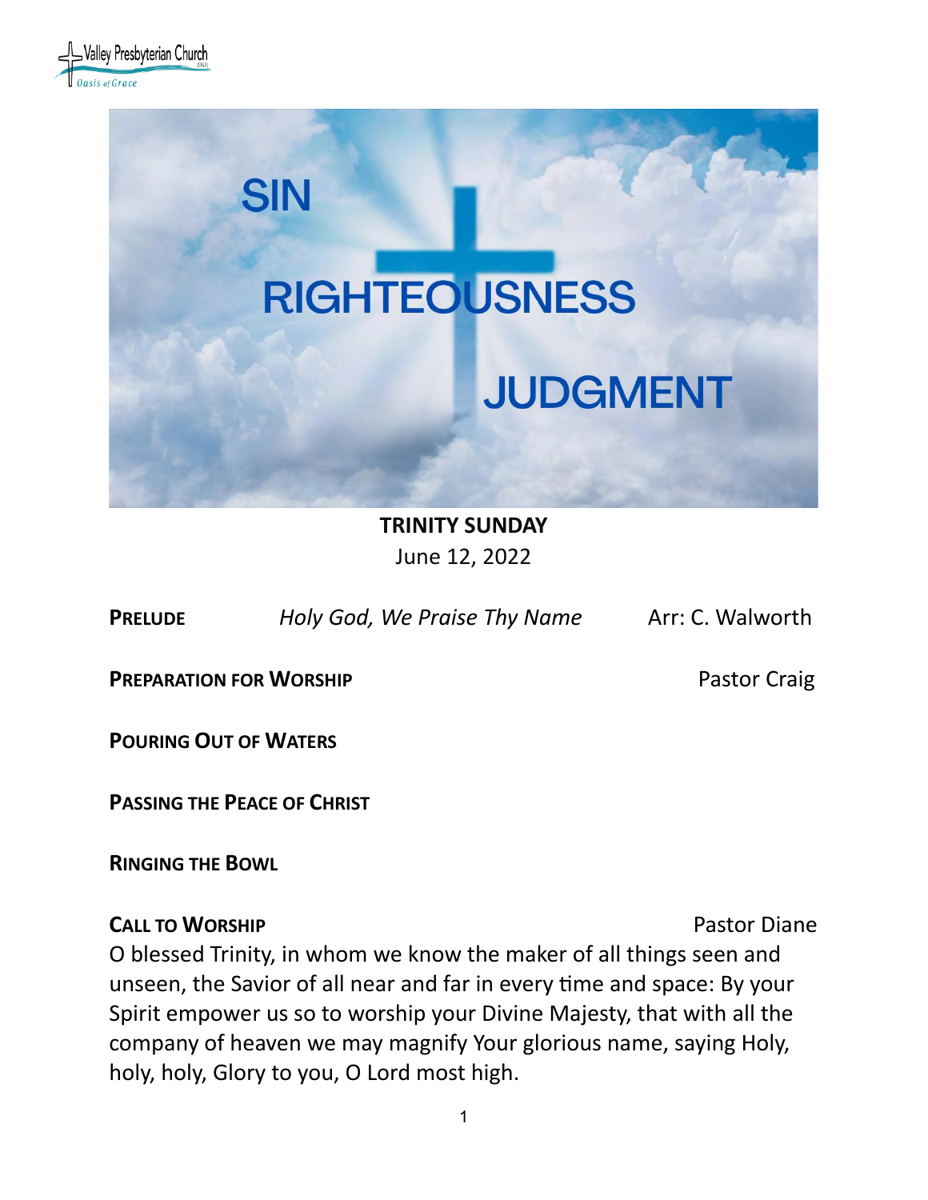Valley Presbyterian Church
Oasis of Grace

SIN

RIGHTEOUSNESS

JUDGMENT

**TRINITY SUNDAY**
June 12, 2022

**PRELUDE** *Holy God, We Praise Thy Name* Arr: C. Walworth

**PREPARATION FOR WORSHIP** Pastor Craig

**POURING OUT OF WATERS**

**PASSING THE PEACE OF CHRIST**

**RINGING THE BOWL**

**CALL TO WORSHIP** Pastor Diane

O blessed Trinity, in whom we know the maker of all things seen and unseen, the Savior of all near and far in every time and space: By your Spirit empower us so to worship your Divine Majesty, that with all the company of heaven we may magnify Your glorious name, saying Holy, holy, holy, Glory to you, O Lord most high.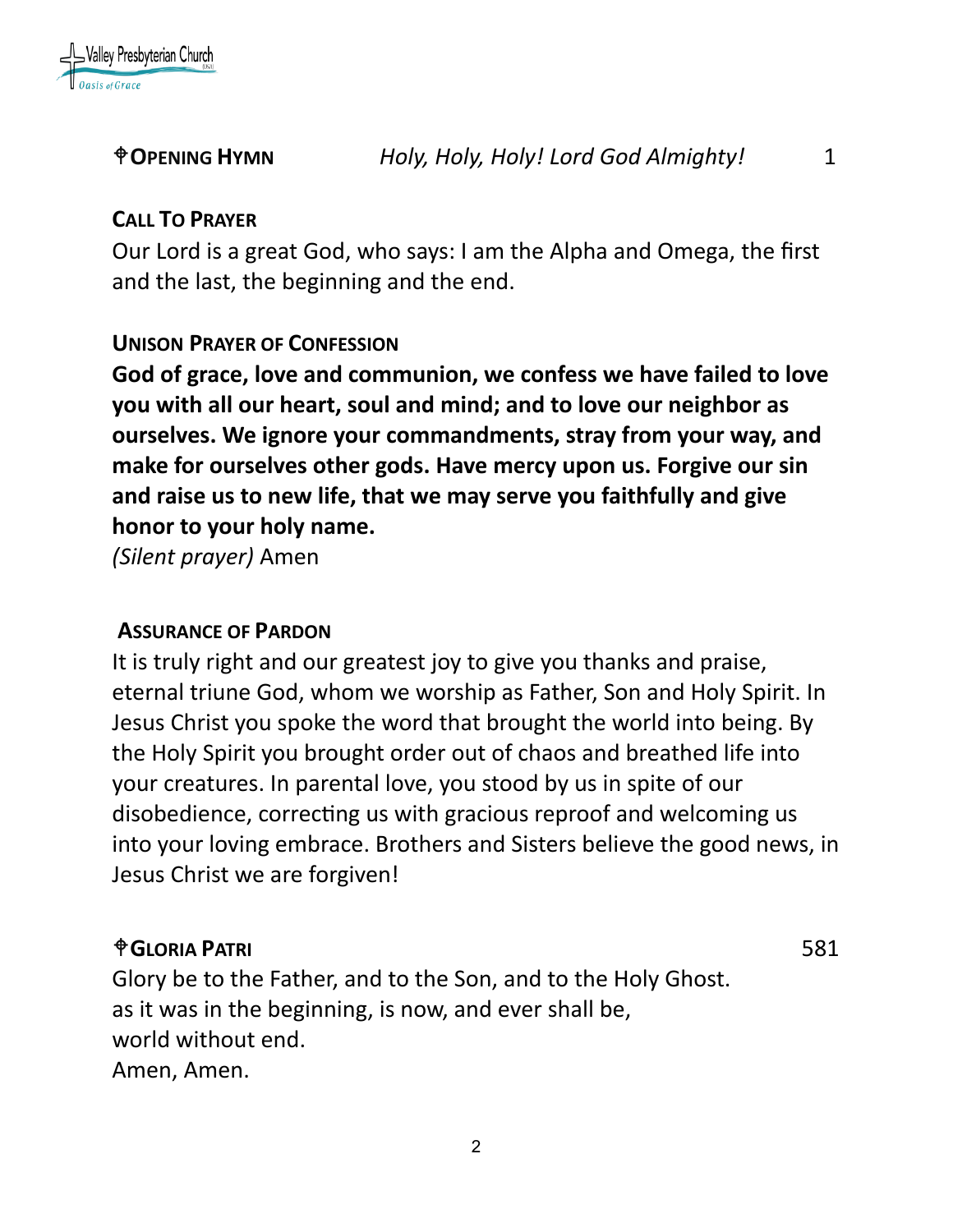**☩OPENING HYMN** *Holy, Holy, Holy! Lord God Almighty!* 1

**CALL TO PRAYER**

Our Lord is a great God, who says: I am the Alpha and Omega, the first and the last, the beginning and the end.

**UNISON PRAYER OF CONFESSION**

**God of grace, love and communion, we confess we have failed to love you with all our heart, soul and mind; and to love our neighbor as ourselves. We ignore your commandments, stray from your way, and make for ourselves other gods. Have mercy upon us. Forgive our sin and raise us to new life, that we may serve you faithfully and give honor to your holy name.**

*(Silent prayer)* Amen

**ASSURANCE OF PARDON**

It is truly right and our greatest joy to give you thanks and praise, eternal triune God, whom we worship as Father, Son and Holy Spirit. In Jesus Christ you spoke the word that brought the world into being. By the Holy Spirit you brought order out of chaos and breathed life into your creatures. In parental love, you stood by us in spite of our disobedience, correcting us with gracious reproof and welcoming us into your loving embrace. Brothers and Sisters believe the good news, in Jesus Christ we are forgiven!

**☩GLORIA PATRI** 581

Glory be to the Father, and to the Son, and to the Holy Ghost.
as it was in the beginning, is now, and ever shall be,
world without end.
Amen, Amen.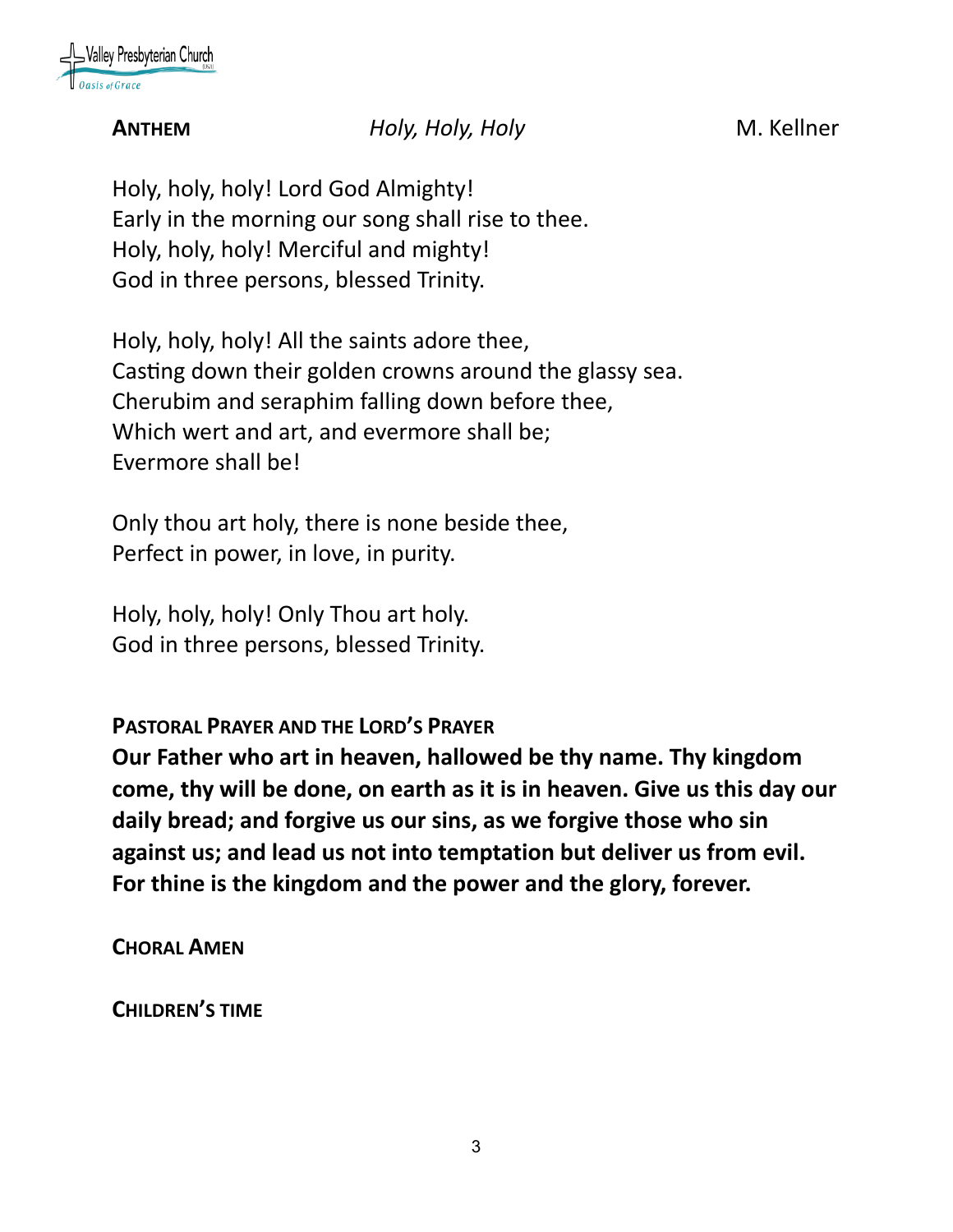**ANTHEM** *Holy, Holy, Holy* M. Kellner

Holy, holy, holy! Lord God Almighty!
Early in the morning our song shall rise to thee.
Holy, holy, holy! Merciful and mighty!
God in three persons, blessed Trinity.

Holy, holy, holy! All the saints adore thee,
Casting down their golden crowns around the glassy sea.
Cherubim and seraphim falling down before thee,
Which wert and art, and evermore shall be;
Evermore shall be!

Only thou art holy, there is none beside thee,
Perfect in power, in love, in purity.

Holy, holy, holy! Only Thou art holy.
God in three persons, blessed Trinity.

**PASTORAL PRAYER AND THE LORD'S PRAYER**

**Our Father who art in heaven, hallowed be thy name. Thy kingdom come, thy will be done, on earth as it is in heaven. Give us this day our daily bread; and forgive us our sins, as we forgive those who sin against us; and lead us not into temptation but deliver us from evil. For thine is the kingdom and the power and the glory, forever.**

**CHORAL AMEN**

**CHILDREN'S TIME**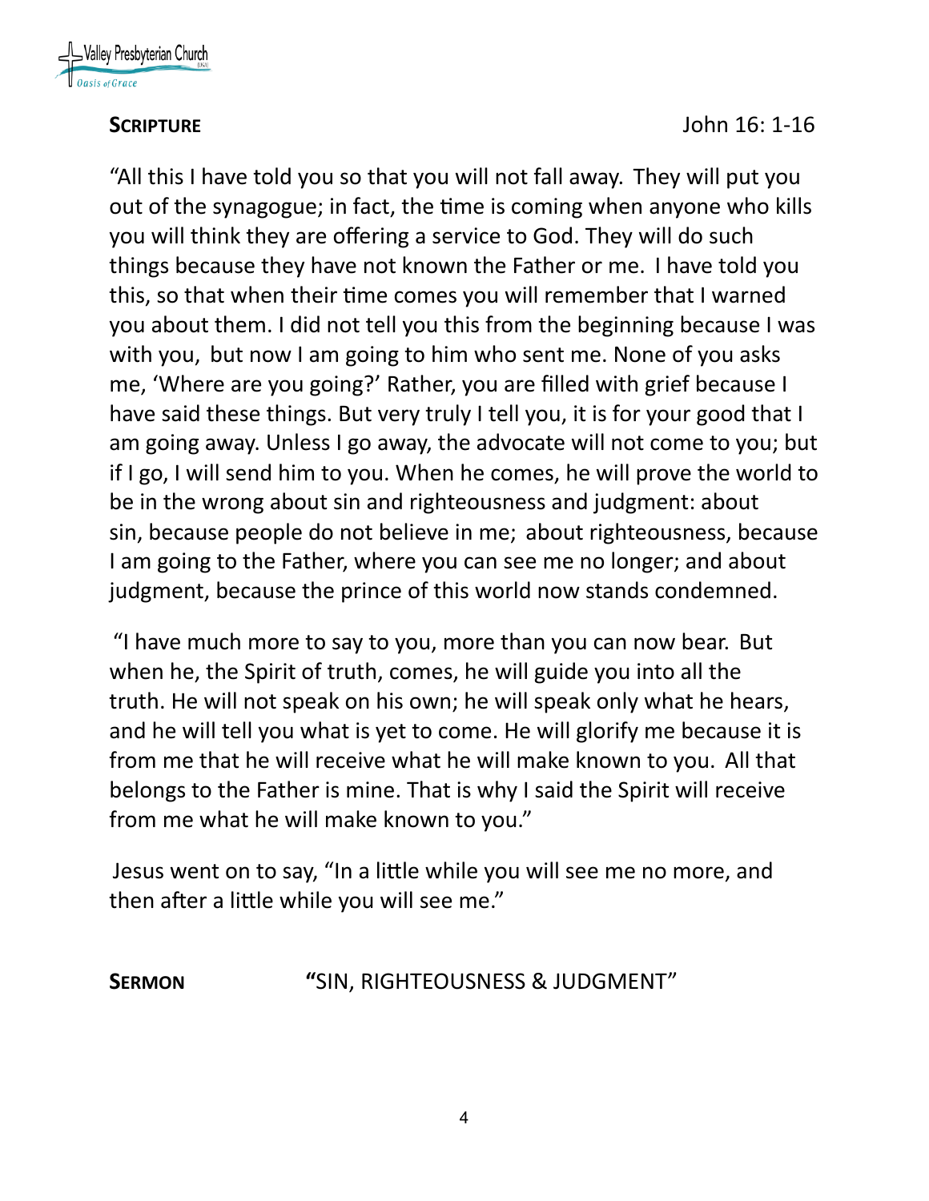**SCRIPTURE** John 16: 1-16

"All this I have told you so that you will not fall away. They will put you out of the synagogue; in fact, the time is coming when anyone who kills you will think they are offering a service to God. They will do such things because they have not known the Father or me. I have told you this, so that when their time comes you will remember that I warned you about them. I did not tell you this from the beginning because I was with you, but now I am going to him who sent me. None of you asks me, 'Where are you going?' Rather, you are filled with grief because I have said these things. But very truly I tell you, it is for your good that I am going away. Unless I go away, the advocate will not come to you; but if I go, I will send him to you. When he comes, he will prove the world to be in the wrong about sin and righteousness and judgment: about sin, because people do not believe in me; about righteousness, because I am going to the Father, where you can see me no longer; and about judgment, because the prince of this world now stands condemned.

"I have much more to say to you, more than you can now bear. But when he, the Spirit of truth, comes, he will guide you into all the truth. He will not speak on his own; he will speak only what he hears, and he will tell you what is yet to come. He will glorify me because it is from me that he will receive what he will make known to you. All that belongs to the Father is mine. That is why I said the Spirit will receive from me what he will make known to you."

Jesus went on to say, "In a little while you will see me no more, and then after a little while you will see me."

**SERMON** "SIN, RIGHTEOUSNESS & JUDGMENT"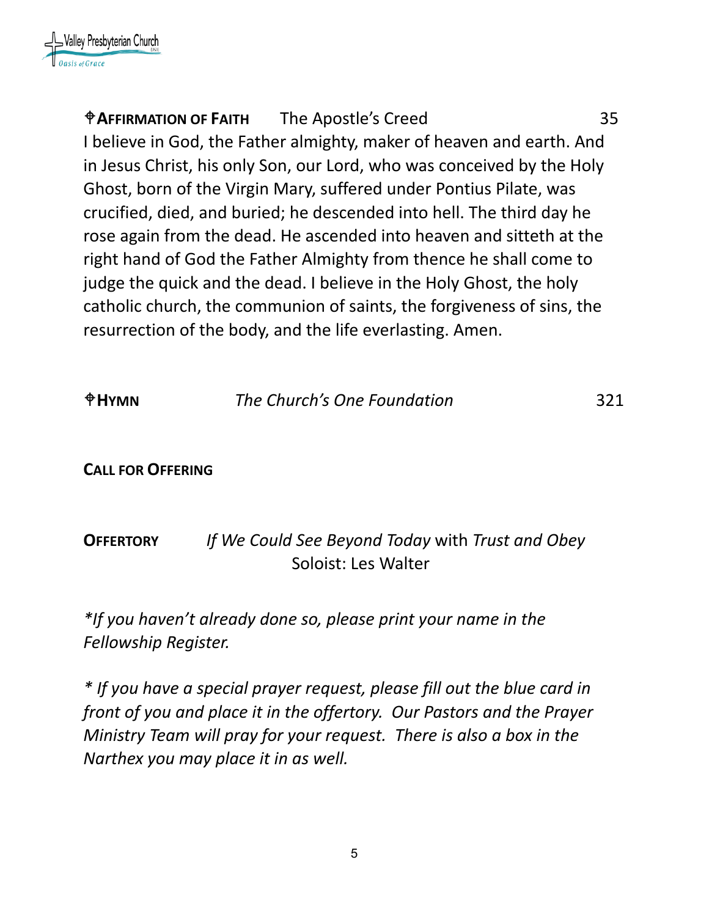**✠AFFIRMATION OF FAITH** The Apostle's Creed 35

I believe in God, the Father almighty, maker of heaven and earth. And in Jesus Christ, his only Son, our Lord, who was conceived by the Holy Ghost, born of the Virgin Mary, suffered under Pontius Pilate, was crucified, died, and buried; he descended into hell. The third day he rose again from the dead. He ascended into heaven and sitteth at the right hand of God the Father Almighty from thence he shall come to judge the quick and the dead. I believe in the Holy Ghost, the holy catholic church, the communion of saints, the forgiveness of sins, the resurrection of the body, and the life everlasting. Amen.

**✠HYMN** *The Church's One Foundation* 321

**CALL FOR OFFERING**

**OFFERTORY** *If We Could See Beyond Today* with *Trust and Obey*
Soloist: Les Walter

*\*If you haven't already done so, please print your name in the Fellowship Register.*

*\* If you have a special prayer request, please fill out the blue card in front of you and place it in the offertory. Our Pastors and the Prayer Ministry Team will pray for your request. There is also a box in the Narthex you may place it in as well.*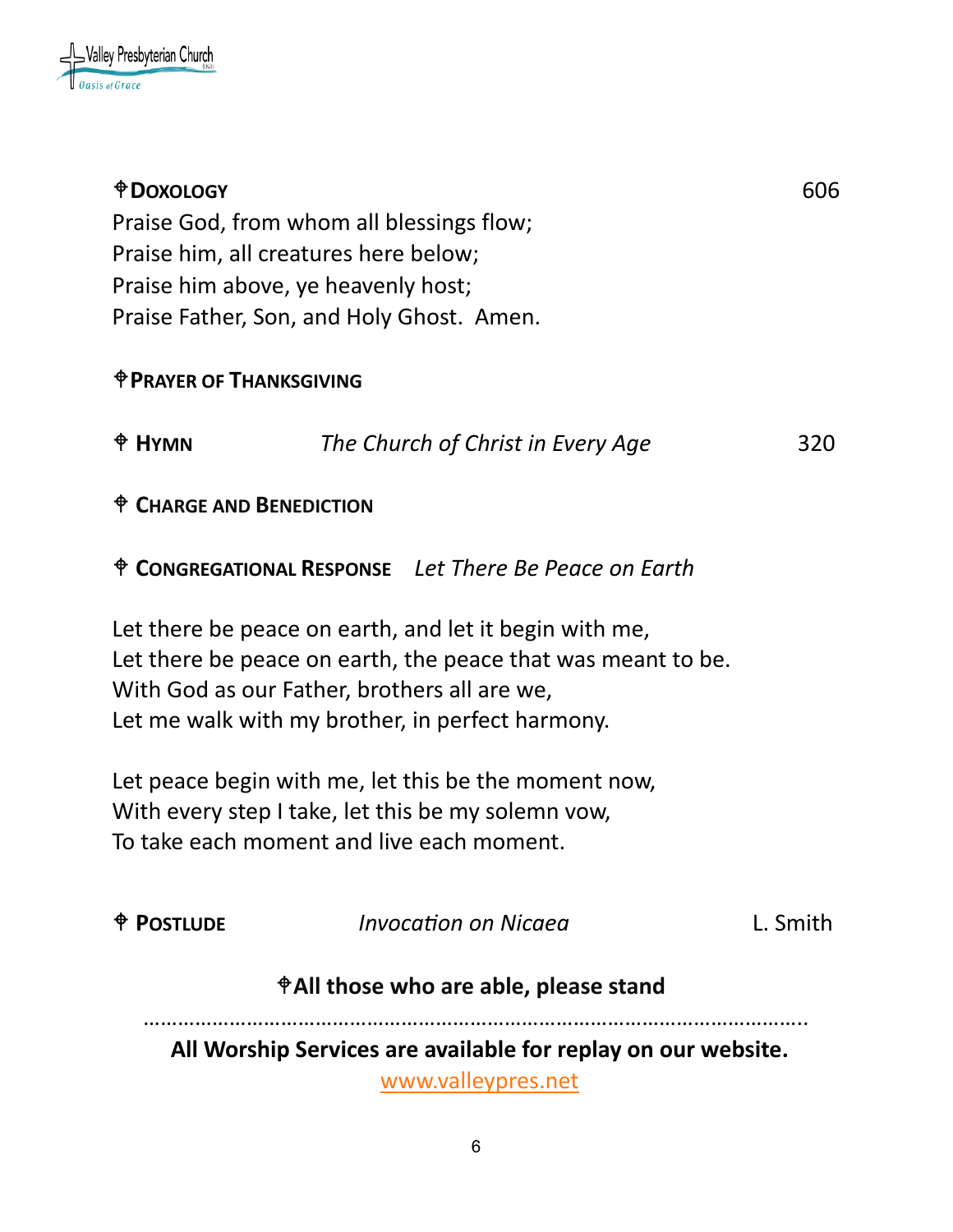**⌖DOXOLOGY** 606

Praise God, from whom all blessings flow;
Praise him, all creatures here below;
Praise him above, ye heavenly host;
Praise Father, Son, and Holy Ghost. Amen.

**⌖PRAYER OF THANKSGIVING**

**⌖ HYMN** *The Church of Christ in Every Age* 320

**⌖ CHARGE AND BENEDICTION**

**⌖ CONGREGATIONAL RESPONSE** *Let There Be Peace on Earth*

Let there be peace on earth, and let it begin with me,
Let there be peace on earth, the peace that was meant to be.
With God as our Father, brothers all are we,
Let me walk with my brother, in perfect harmony.

Let peace begin with me, let this be the moment now,
With every step I take, let this be my solemn vow,
To take each moment and live each moment.

**⌖ POSTLUDE** *Invocation on Nicaea* L. Smith

**⌖All those who are able, please stand**

…………………………………………………………………………………………………..

**All Worship Services are available for replay on our website.**

www.valleypres.net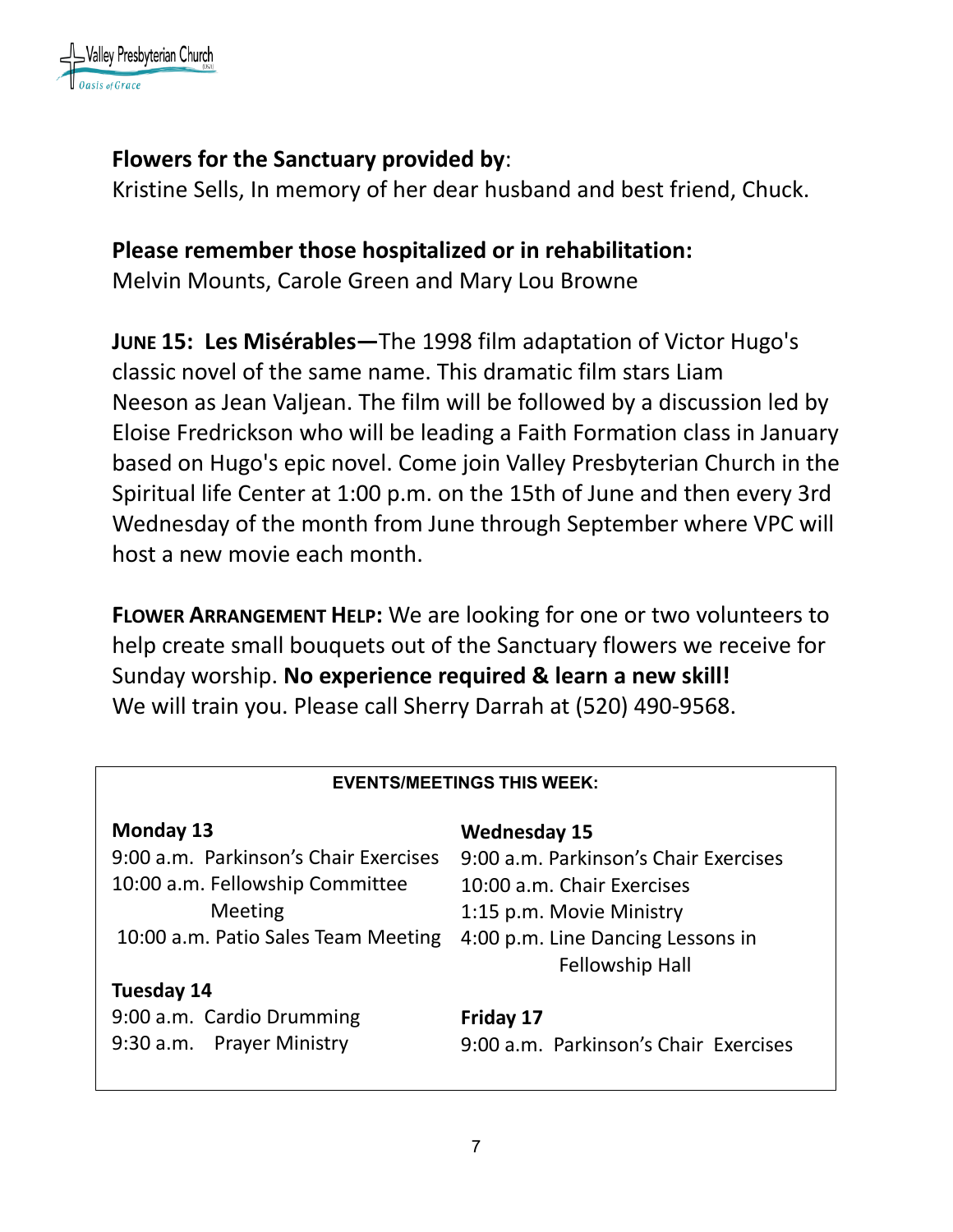**Flowers for the Sanctuary provided by**:
Kristine Sells, In memory of her dear husband and best friend, Chuck.

**Please remember those hospitalized or in rehabilitation:**
Melvin Mounts, Carole Green and Mary Lou Browne

**JUNE 15: Les Misérables—**The 1998 film adaptation of Victor Hugo's classic novel of the same name. This dramatic film stars Liam Neeson as Jean Valjean. The film will be followed by a discussion led by Eloise Fredrickson who will be leading a Faith Formation class in January based on Hugo's epic novel. Come join Valley Presbyterian Church in the Spiritual life Center at 1:00 p.m. on the 15th of June and then every 3rd Wednesday of the month from June through September where VPC will host a new movie each month.

**FLOWER ARRANGEMENT HELP:** We are looking for one or two volunteers to help create small bouquets out of the Sanctuary flowers we receive for Sunday worship. **No experience required & learn a new skill!** We will train you. Please call Sherry Darrah at (520) 490-9568.

**EVENTS/MEETINGS THIS WEEK:**

**Monday 13**
9:00 a.m. Parkinson's Chair Exercises
10:00 a.m. Fellowship Committee Meeting
10:00 a.m. Patio Sales Team Meeting

**Tuesday 14**
9:00 a.m. Cardio Drumming
9:30 a.m. Prayer Ministry

**Wednesday 15**
9:00 a.m. Parkinson's Chair Exercises
10:00 a.m. Chair Exercises
1:15 p.m. Movie Ministry
4:00 p.m. Line Dancing Lessons in Fellowship Hall

**Friday 17**
9:00 a.m. Parkinson's Chair Exercises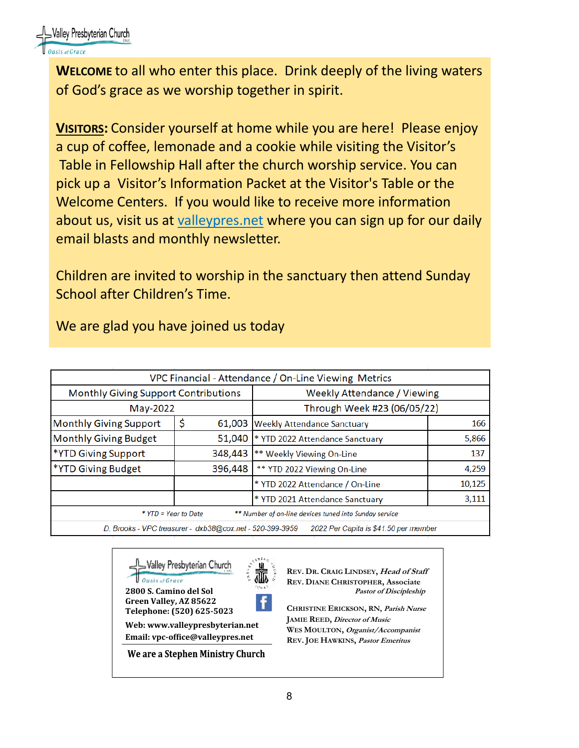Valley Presbyterian Church
*Oasis of Grace*

**WELCOME** to all who enter this place. Drink deeply of the living waters of God's grace as we worship together in spirit.

**VISITORS:** Consider yourself at home while you are here! Please enjoy a cup of coffee, lemonade and a cookie while visiting the Visitor's Table in Fellowship Hall after the church worship service. You can pick up a Visitor's Information Packet at the Visitor's Table or the Welcome Centers. If you would like to receive more information about us, visit us at valleypres.net where you can sign up for our daily email blasts and monthly newsletter.

Children are invited to worship in the sanctuary then attend Sunday School after Children's Time.

We are glad you have joined us today

| VPC Financial - Attendance / On-Line Viewing Metrics | | | |
|---|---|---|---|
| Monthly Giving Support Contributions | | Weekly Attendance / Viewing | |
| May-2022 | | Through Week #23 (06/05/22) | |
| Monthly Giving Support | $ 61,003 | Weekly Attendance Sanctuary | 166 |
| Monthly Giving Budget | 51,040 | * YTD 2022 Attendance Sanctuary | 5,866 |
| *YTD Giving Support | 348,443 | ** Weekly Viewing On-Line | 137 |
| *YTD Giving Budget | 396,448 | ** YTD 2022 Viewing On-Line | 4,259 |
| | | * YTD 2022 Attendance / On-Line | 10,125 |
| | | * YTD 2021 Attendance Sanctuary | 3,111 |
| * YTD = Year to Date | | ** Number of on-line devices tuned into Sunday service | |
| D. Brooks - VPC treasurer - dxb38@cox.net - 520-399-3959 | | 2022 Per Capita is $41.50 per member | |

Valley Presbyterian Church
*Oasis of Grace*

**2800 S. Camino del Sol**
**Green Valley, AZ 85622**
**Telephone: (520) 625-5023**

**Web: www.valleypresbyterian.net**
**Email: vpc-office@valleypres.net**

**We are a Stephen Ministry Church**

REV. DR. CRAIG LINDSEY, *Head of Staff*
REV. DIANE CHRISTOPHER, Associate *Pastor of Discipleship*

CHRISTINE ERICKSON, RN, *Parish Nurse*
JAMIE REED, *Director of Music*
WES MOULTON, *Organist/Accompanist*
REV. JOE HAWKINS, *Pastor Emeritus*